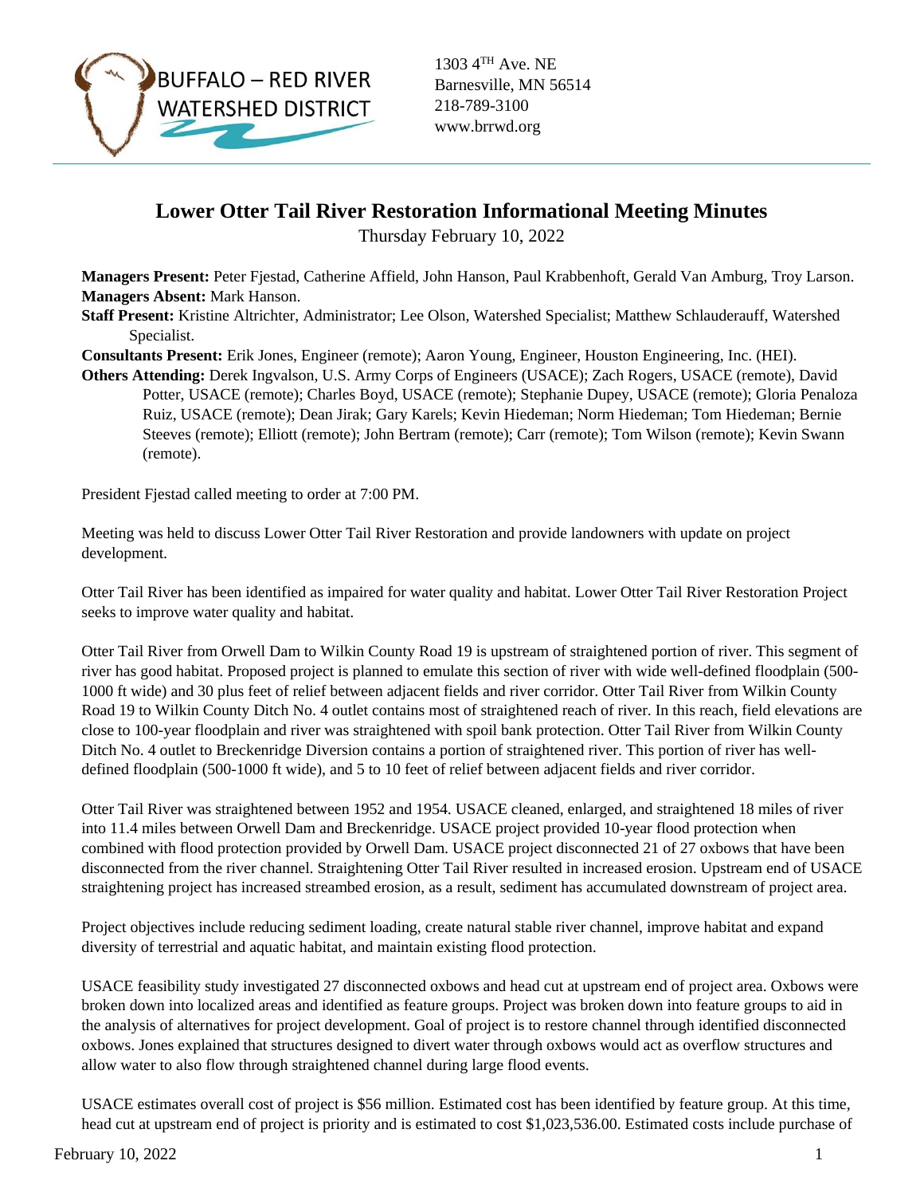BUFFALO – RED RIVER WATERSHED DISTRICT

1303 4TH Ave. NE
Barnesville, MN 56514
218-789-3100
www.brrwd.org

# Lower Otter Tail River Restoration Informational Meeting Minutes

Thursday February 10, 2022

**Managers Present:** Peter Fjestad, Catherine Affield, John Hanson, Paul Krabbenhoft, Gerald Van Amburg, Troy Larson.
**Managers Absent:** Mark Hanson.
**Staff Present:** Kristine Altrichter, Administrator; Lee Olson, Watershed Specialist; Matthew Schlauderauff, Watershed Specialist.
**Consultants Present:** Erik Jones, Engineer (remote); Aaron Young, Engineer, Houston Engineering, Inc. (HEI).
**Others Attending:** Derek Ingvalson, U.S. Army Corps of Engineers (USACE); Zach Rogers, USACE (remote), David Potter, USACE (remote); Charles Boyd, USACE (remote); Stephanie Dupey, USACE (remote); Gloria Penaloza Ruiz, USACE (remote); Dean Jirak; Gary Karels; Kevin Hiedeman; Norm Hiedeman; Tom Hiedeman; Bernie Steeves (remote); Elliott (remote); John Bertram (remote); Carr (remote); Tom Wilson (remote); Kevin Swann (remote).

President Fjestad called meeting to order at 7:00 PM.

Meeting was held to discuss Lower Otter Tail River Restoration and provide landowners with update on project development.

Otter Tail River has been identified as impaired for water quality and habitat. Lower Otter Tail River Restoration Project seeks to improve water quality and habitat.

Otter Tail River from Orwell Dam to Wilkin County Road 19 is upstream of straightened portion of river. This segment of river has good habitat. Proposed project is planned to emulate this section of river with wide well-defined floodplain (500-1000 ft wide) and 30 plus feet of relief between adjacent fields and river corridor. Otter Tail River from Wilkin County Road 19 to Wilkin County Ditch No. 4 outlet contains most of straightened reach of river. In this reach, field elevations are close to 100-year floodplain and river was straightened with spoil bank protection. Otter Tail River from Wilkin County Ditch No. 4 outlet to Breckenridge Diversion contains a portion of straightened river. This portion of river has well-defined floodplain (500-1000 ft wide), and 5 to 10 feet of relief between adjacent fields and river corridor.

Otter Tail River was straightened between 1952 and 1954. USACE cleaned, enlarged, and straightened 18 miles of river into 11.4 miles between Orwell Dam and Breckenridge. USACE project provided 10-year flood protection when combined with flood protection provided by Orwell Dam. USACE project disconnected 21 of 27 oxbows that have been disconnected from the river channel. Straightening Otter Tail River resulted in increased erosion. Upstream end of USACE straightening project has increased streambed erosion, as a result, sediment has accumulated downstream of project area.

Project objectives include reducing sediment loading, create natural stable river channel, improve habitat and expand diversity of terrestrial and aquatic habitat, and maintain existing flood protection.

USACE feasibility study investigated 27 disconnected oxbows and head cut at upstream end of project area. Oxbows were broken down into localized areas and identified as feature groups. Project was broken down into feature groups to aid in the analysis of alternatives for project development. Goal of project is to restore channel through identified disconnected oxbows. Jones explained that structures designed to divert water through oxbows would act as overflow structures and allow water to also flow through straightened channel during large flood events.

USACE estimates overall cost of project is $56 million. Estimated cost has been identified by feature group. At this time, head cut at upstream end of project is priority and is estimated to cost $1,023,536.00. Estimated costs include purchase of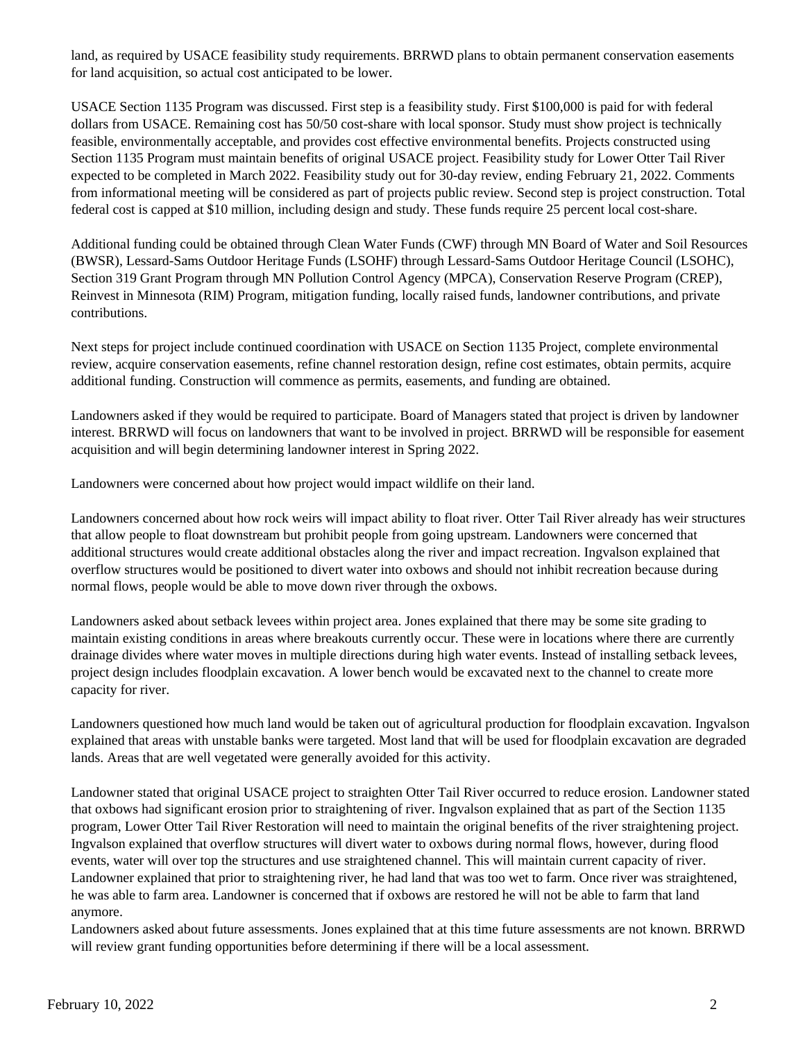land, as required by USACE feasibility study requirements. BRRWD plans to obtain permanent conservation easements for land acquisition, so actual cost anticipated to be lower.

USACE Section 1135 Program was discussed. First step is a feasibility study. First $100,000 is paid for with federal dollars from USACE. Remaining cost has 50/50 cost-share with local sponsor. Study must show project is technically feasible, environmentally acceptable, and provides cost effective environmental benefits. Projects constructed using Section 1135 Program must maintain benefits of original USACE project. Feasibility study for Lower Otter Tail River expected to be completed in March 2022. Feasibility study out for 30-day review, ending February 21, 2022. Comments from informational meeting will be considered as part of projects public review. Second step is project construction. Total federal cost is capped at $10 million, including design and study. These funds require 25 percent local cost-share.

Additional funding could be obtained through Clean Water Funds (CWF) through MN Board of Water and Soil Resources (BWSR), Lessard-Sams Outdoor Heritage Funds (LSOHF) through Lessard-Sams Outdoor Heritage Council (LSOHC), Section 319 Grant Program through MN Pollution Control Agency (MPCA), Conservation Reserve Program (CREP), Reinvest in Minnesota (RIM) Program, mitigation funding, locally raised funds, landowner contributions, and private contributions.

Next steps for project include continued coordination with USACE on Section 1135 Project, complete environmental review, acquire conservation easements, refine channel restoration design, refine cost estimates, obtain permits, acquire additional funding. Construction will commence as permits, easements, and funding are obtained.

Landowners asked if they would be required to participate. Board of Managers stated that project is driven by landowner interest. BRRWD will focus on landowners that want to be involved in project. BRRWD will be responsible for easement acquisition and will begin determining landowner interest in Spring 2022.

Landowners were concerned about how project would impact wildlife on their land.

Landowners concerned about how rock weirs will impact ability to float river. Otter Tail River already has weir structures that allow people to float downstream but prohibit people from going upstream. Landowners were concerned that additional structures would create additional obstacles along the river and impact recreation. Ingvalson explained that overflow structures would be positioned to divert water into oxbows and should not inhibit recreation because during normal flows, people would be able to move down river through the oxbows.

Landowners asked about setback levees within project area. Jones explained that there may be some site grading to maintain existing conditions in areas where breakouts currently occur. These were in locations where there are currently drainage divides where water moves in multiple directions during high water events. Instead of installing setback levees, project design includes floodplain excavation. A lower bench would be excavated next to the channel to create more capacity for river.

Landowners questioned how much land would be taken out of agricultural production for floodplain excavation. Ingvalson explained that areas with unstable banks were targeted. Most land that will be used for floodplain excavation are degraded lands. Areas that are well vegetated were generally avoided for this activity.

Landowner stated that original USACE project to straighten Otter Tail River occurred to reduce erosion. Landowner stated that oxbows had significant erosion prior to straightening of river. Ingvalson explained that as part of the Section 1135 program, Lower Otter Tail River Restoration will need to maintain the original benefits of the river straightening project. Ingvalson explained that overflow structures will divert water to oxbows during normal flows, however, during flood events, water will over top the structures and use straightened channel. This will maintain current capacity of river. Landowner explained that prior to straightening river, he had land that was too wet to farm. Once river was straightened, he was able to farm area. Landowner is concerned that if oxbows are restored he will not be able to farm that land anymore.

Landowners asked about future assessments. Jones explained that at this time future assessments are not known. BRRWD will review grant funding opportunities before determining if there will be a local assessment.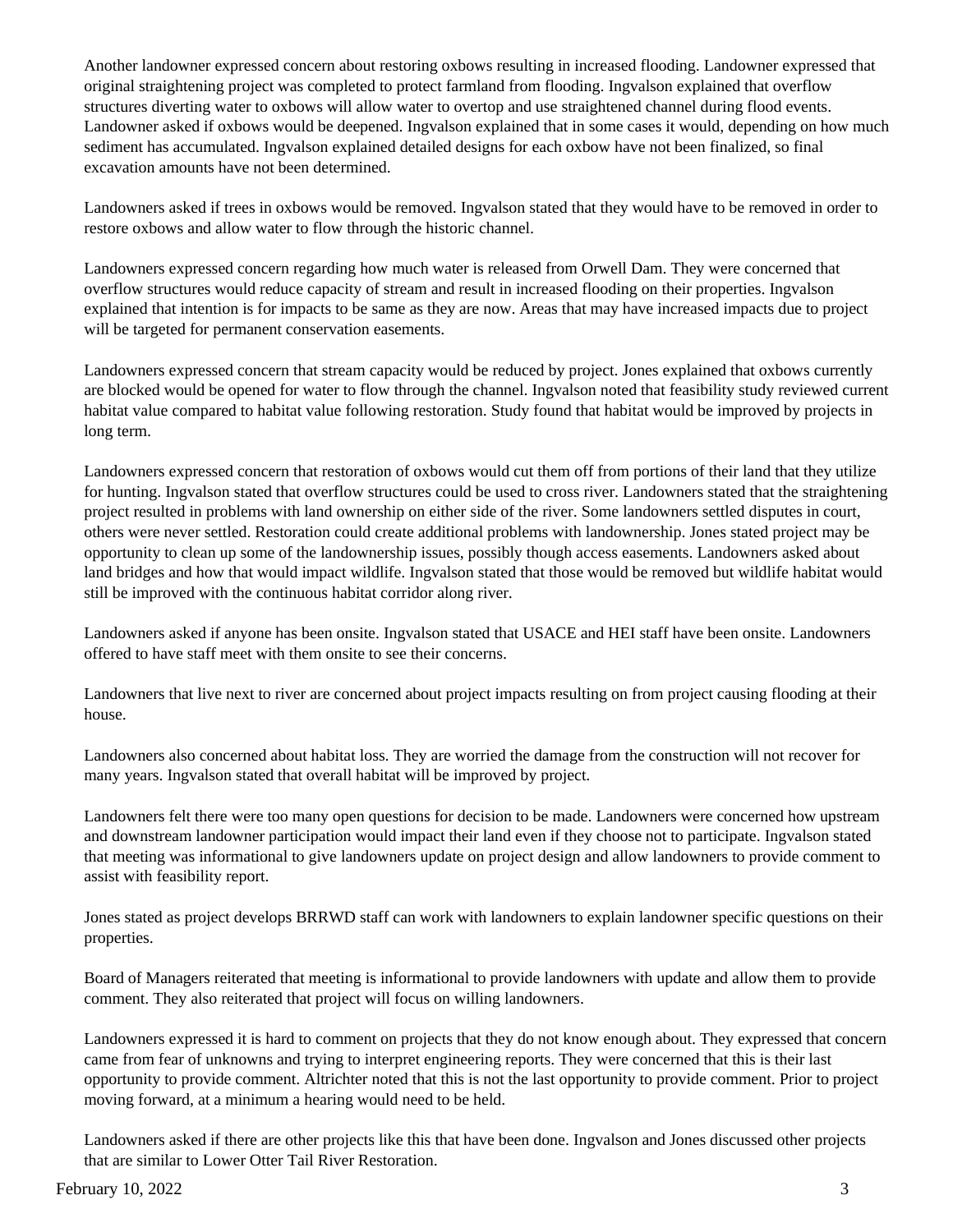Another landowner expressed concern about restoring oxbows resulting in increased flooding. Landowner expressed that original straightening project was completed to protect farmland from flooding. Ingvalson explained that overflow structures diverting water to oxbows will allow water to overtop and use straightened channel during flood events. Landowner asked if oxbows would be deepened. Ingvalson explained that in some cases it would, depending on how much sediment has accumulated. Ingvalson explained detailed designs for each oxbow have not been finalized, so final excavation amounts have not been determined.

Landowners asked if trees in oxbows would be removed. Ingvalson stated that they would have to be removed in order to restore oxbows and allow water to flow through the historic channel.

Landowners expressed concern regarding how much water is released from Orwell Dam. They were concerned that overflow structures would reduce capacity of stream and result in increased flooding on their properties. Ingvalson explained that intention is for impacts to be same as they are now. Areas that may have increased impacts due to project will be targeted for permanent conservation easements.

Landowners expressed concern that stream capacity would be reduced by project. Jones explained that oxbows currently are blocked would be opened for water to flow through the channel. Ingvalson noted that feasibility study reviewed current habitat value compared to habitat value following restoration. Study found that habitat would be improved by projects in long term.

Landowners expressed concern that restoration of oxbows would cut them off from portions of their land that they utilize for hunting. Ingvalson stated that overflow structures could be used to cross river. Landowners stated that the straightening project resulted in problems with land ownership on either side of the river. Some landowners settled disputes in court, others were never settled. Restoration could create additional problems with landownership. Jones stated project may be opportunity to clean up some of the landownership issues, possibly though access easements. Landowners asked about land bridges and how that would impact wildlife. Ingvalson stated that those would be removed but wildlife habitat would still be improved with the continuous habitat corridor along river.

Landowners asked if anyone has been onsite. Ingvalson stated that USACE and HEI staff have been onsite. Landowners offered to have staff meet with them onsite to see their concerns.

Landowners that live next to river are concerned about project impacts resulting on from project causing flooding at their house.

Landowners also concerned about habitat loss. They are worried the damage from the construction will not recover for many years. Ingvalson stated that overall habitat will be improved by project.

Landowners felt there were too many open questions for decision to be made. Landowners were concerned how upstream and downstream landowner participation would impact their land even if they choose not to participate. Ingvalson stated that meeting was informational to give landowners update on project design and allow landowners to provide comment to assist with feasibility report.

Jones stated as project develops BRRWD staff can work with landowners to explain landowner specific questions on their properties.

Board of Managers reiterated that meeting is informational to provide landowners with update and allow them to provide comment. They also reiterated that project will focus on willing landowners.

Landowners expressed it is hard to comment on projects that they do not know enough about. They expressed that concern came from fear of unknowns and trying to interpret engineering reports. They were concerned that this is their last opportunity to provide comment. Altrichter noted that this is not the last opportunity to provide comment. Prior to project moving forward, at a minimum a hearing would need to be held.

Landowners asked if there are other projects like this that have been done. Ingvalson and Jones discussed other projects that are similar to Lower Otter Tail River Restoration.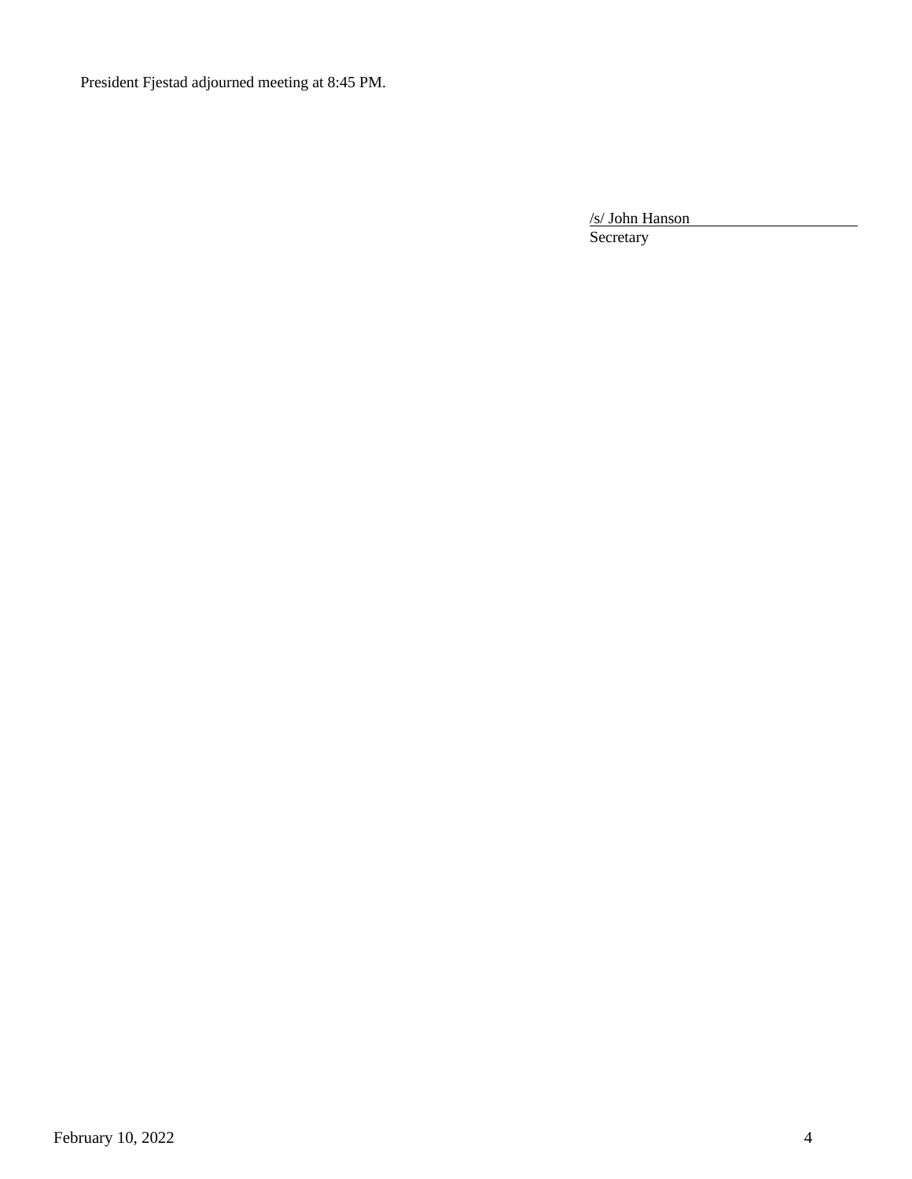President Fjestad adjourned meeting at 8:45 PM.

/s/ John Hanson
Secretary